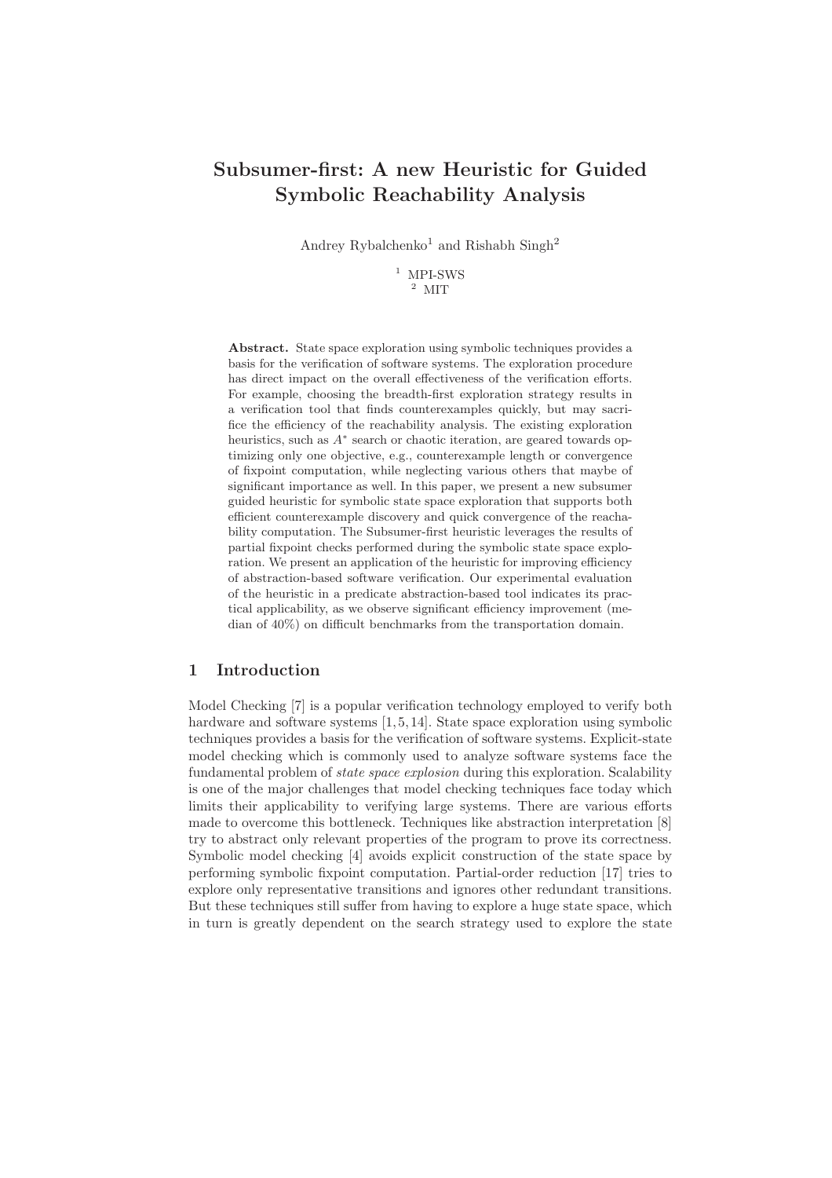# Subsumer-first: A new Heuristic for Guided Symbolic Reachability Analysis

Andrey Rybalchenko[1] and Rishabh Singh[2]

[1] MPI-SWS
[2] MIT

**Abstract.** State space exploration using symbolic techniques provides a basis for the verification of software systems. The exploration procedure has direct impact on the overall effectiveness of the verification efforts. For example, choosing the breadth-first exploration strategy results in a verification tool that finds counterexamples quickly, but may sacrifice the efficiency of the reachability analysis. The existing exploration heuristics, such as $A^*$ search or chaotic iteration, are geared towards optimizing only one objective, e.g., counterexample length or convergence of fixpoint computation, while neglecting various others that maybe of significant importance as well. In this paper, we present a new subsumer guided heuristic for symbolic state space exploration that supports both efficient counterexample discovery and quick convergence of the reachability computation. The Subsumer-first heuristic leverages the results of partial fixpoint checks performed during the symbolic state space exploration. We present an application of the heuristic for improving efficiency of abstraction-based software verification. Our experimental evaluation of the heuristic in a predicate abstraction-based tool indicates its practical applicability, as we observe significant efficiency improvement (median of 40%) on difficult benchmarks from the transportation domain.

## 1 Introduction

Model Checking [7] is a popular verification technology employed to verify both hardware and software systems [1, 5, 14]. State space exploration using symbolic techniques provides a basis for the verification of software systems. Explicit-state model checking which is commonly used to analyze software systems face the fundamental problem of *state space explosion* during this exploration. Scalability is one of the major challenges that model checking techniques face today which limits their applicability to verifying large systems. There are various efforts made to overcome this bottleneck. Techniques like abstraction interpretation [8] try to abstract only relevant properties of the program to prove its correctness. Symbolic model checking [4] avoids explicit construction of the state space by performing symbolic fixpoint computation. Partial-order reduction [17] tries to explore only representative transitions and ignores other redundant transitions. But these techniques still suffer from having to explore a huge state space, which in turn is greatly dependent on the search strategy used to explore the state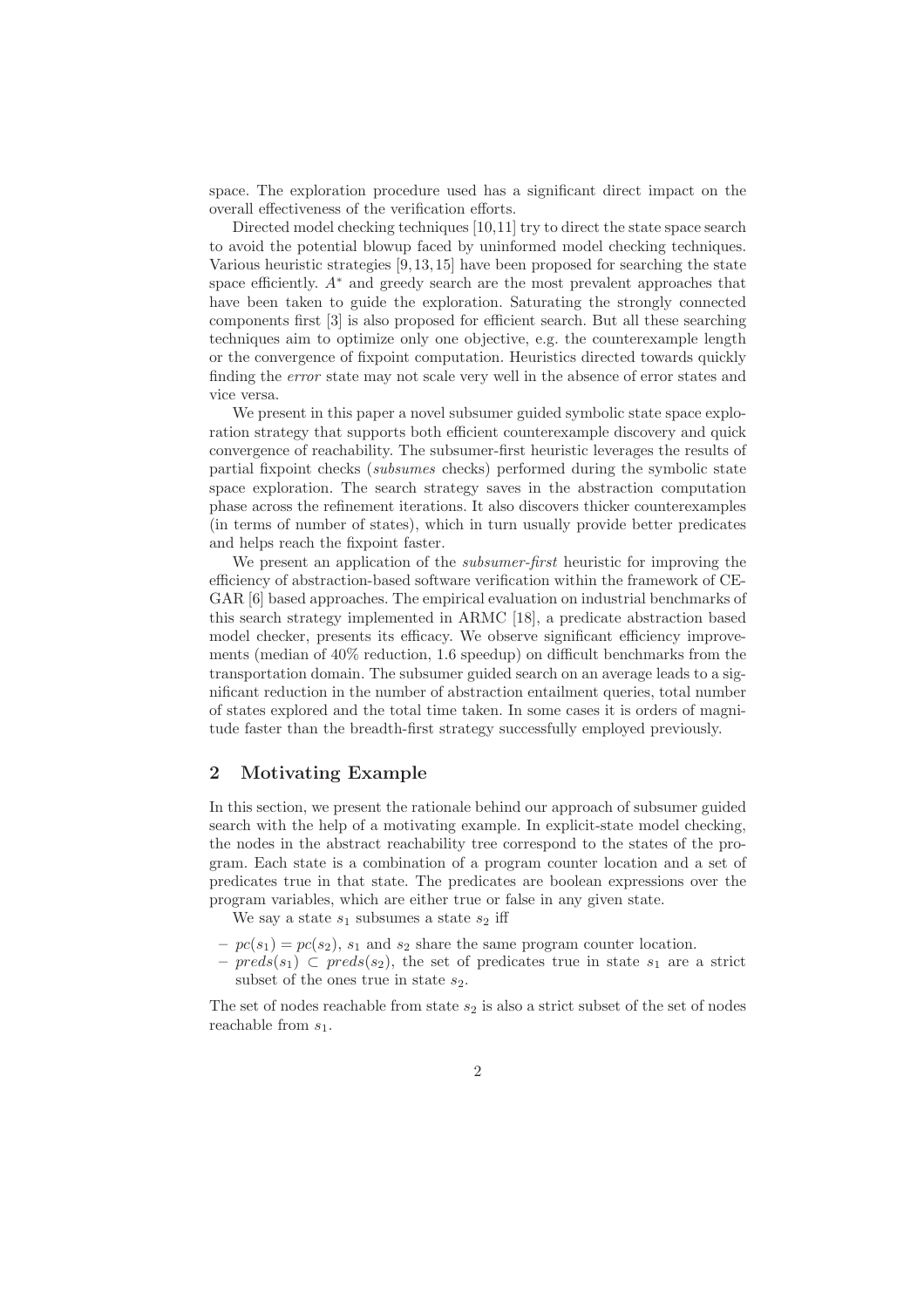space. The exploration procedure used has a significant direct impact on the overall effectiveness of the verification efforts.

Directed model checking techniques [10,11] try to direct the state space search to avoid the potential blowup faced by uninformed model checking techniques. Various heuristic strategies [9,13,15] have been proposed for searching the state space efficiently. $A^*$ and greedy search are the most prevalent approaches that have been taken to guide the exploration. Saturating the strongly connected components first [3] is also proposed for efficient search. But all these searching techniques aim to optimize only one objective, e.g. the counterexample length or the convergence of fixpoint computation. Heuristics directed towards quickly finding the *error* state may not scale very well in the absence of error states and vice versa.

We present in this paper a novel subsumer guided symbolic state space exploration strategy that supports both efficient counterexample discovery and quick convergence of reachability. The subsumer-first heuristic leverages the results of partial fixpoint checks (*subsumes* checks) performed during the symbolic state space exploration. The search strategy saves in the abstraction computation phase across the refinement iterations. It also discovers thicker counterexamples (in terms of number of states), which in turn usually provide better predicates and helps reach the fixpoint faster.

We present an application of the *subsumer-first* heuristic for improving the efficiency of abstraction-based software verification within the framework of CEGAR [6] based approaches. The empirical evaluation on industrial benchmarks of this search strategy implemented in ARMC [18], a predicate abstraction based model checker, presents its efficacy. We observe significant efficiency improvements (median of 40% reduction, 1.6 speedup) on difficult benchmarks from the transportation domain. The subsumer guided search on an average leads to a significant reduction in the number of abstraction entailment queries, total number of states explored and the total time taken. In some cases it is orders of magnitude faster than the breadth-first strategy successfully employed previously.

## 2 Motivating Example

In this section, we present the rationale behind our approach of subsumer guided search with the help of a motivating example. In explicit-state model checking, the nodes in the abstract reachability tree correspond to the states of the program. Each state is a combination of a program counter location and a set of predicates true in that state. The predicates are boolean expressions over the program variables, which are either true or false in any given state.

We say a state $s_1$ subsumes a state $s_2$ iff

- $pc(s_1) = pc(s_2)$, $s_1$ and $s_2$ share the same program counter location.
- $preds(s_1) \subset preds(s_2)$, the set of predicates true in state $s_1$ are a strict subset of the ones true in state $s_2$.

The set of nodes reachable from state $s_2$ is also a strict subset of the set of nodes reachable from $s_1$.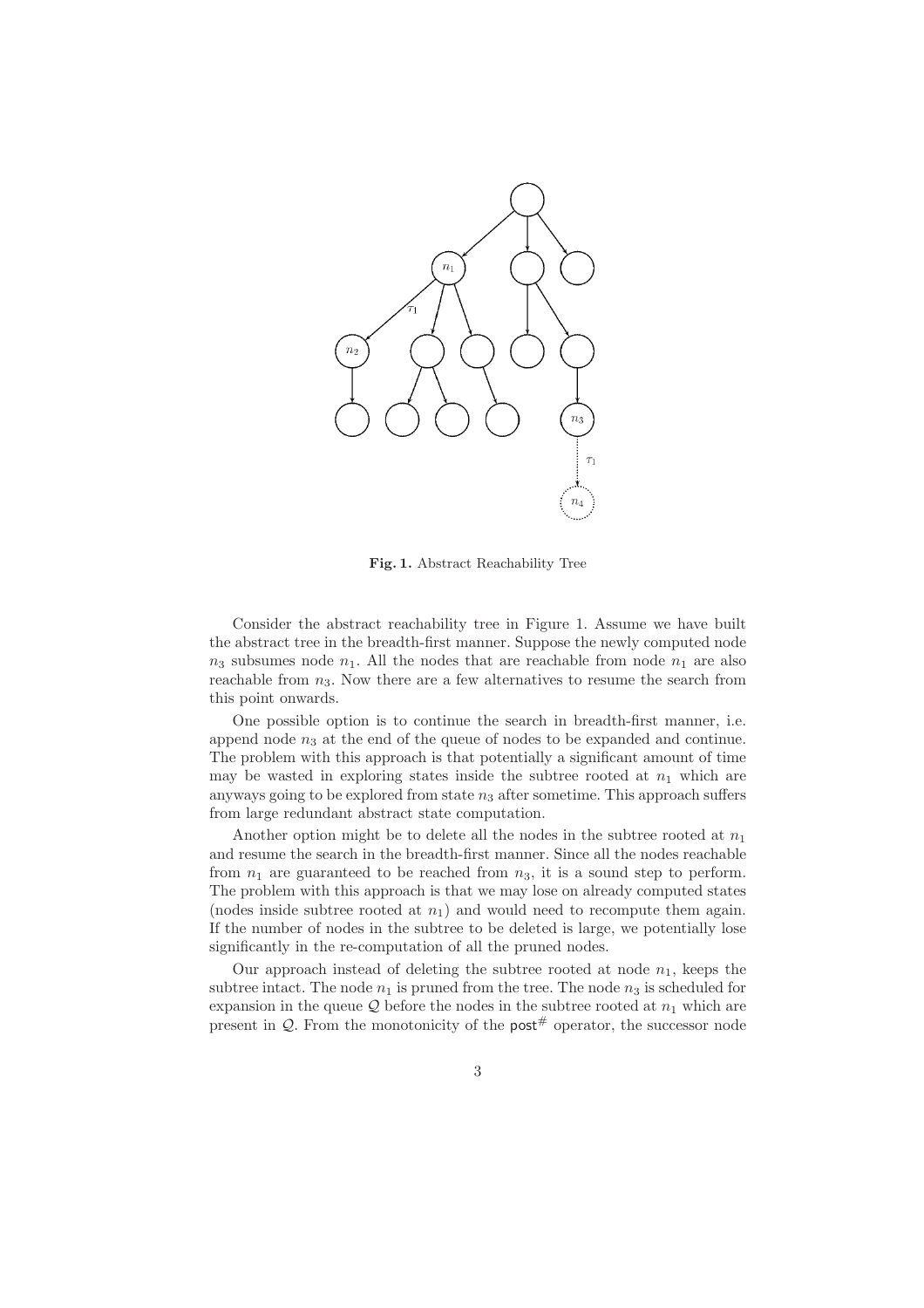Fig. 1. Abstract Reachability Tree

Consider the abstract reachability tree in Figure 1. Assume we have built the abstract tree in the breadth-first manner. Suppose the newly computed node $n_3$ subsumes node $n_1$. All the nodes that are reachable from node $n_1$ are also reachable from $n_3$. Now there are a few alternatives to resume the search from this point onwards.

One possible option is to continue the search in breadth-first manner, i.e. append node $n_3$ at the end of the queue of nodes to be expanded and continue. The problem with this approach is that potentially a significant amount of time may be wasted in exploring states inside the subtree rooted at $n_1$ which are anyways going to be explored from state $n_3$ after sometime. This approach suffers from large redundant abstract state computation.

Another option might be to delete all the nodes in the subtree rooted at $n_1$ and resume the search in the breadth-first manner. Since all the nodes reachable from $n_1$ are guaranteed to be reached from $n_3$, it is a sound step to perform. The problem with this approach is that we may lose on already computed states (nodes inside subtree rooted at $n_1$) and would need to recompute them again. If the number of nodes in the subtree to be deleted is large, we potentially lose significantly in the re-computation of all the pruned nodes.

Our approach instead of deleting the subtree rooted at node $n_1$, keeps the subtree intact. The node $n_1$ is pruned from the tree. The node $n_3$ is scheduled for expansion in the queue $\mathcal{Q}$ before the nodes in the subtree rooted at $n_1$ which are present in $\mathcal{Q}$. From the monotonicity of the $\mathsf{post}^{\#}$ operator, the successor node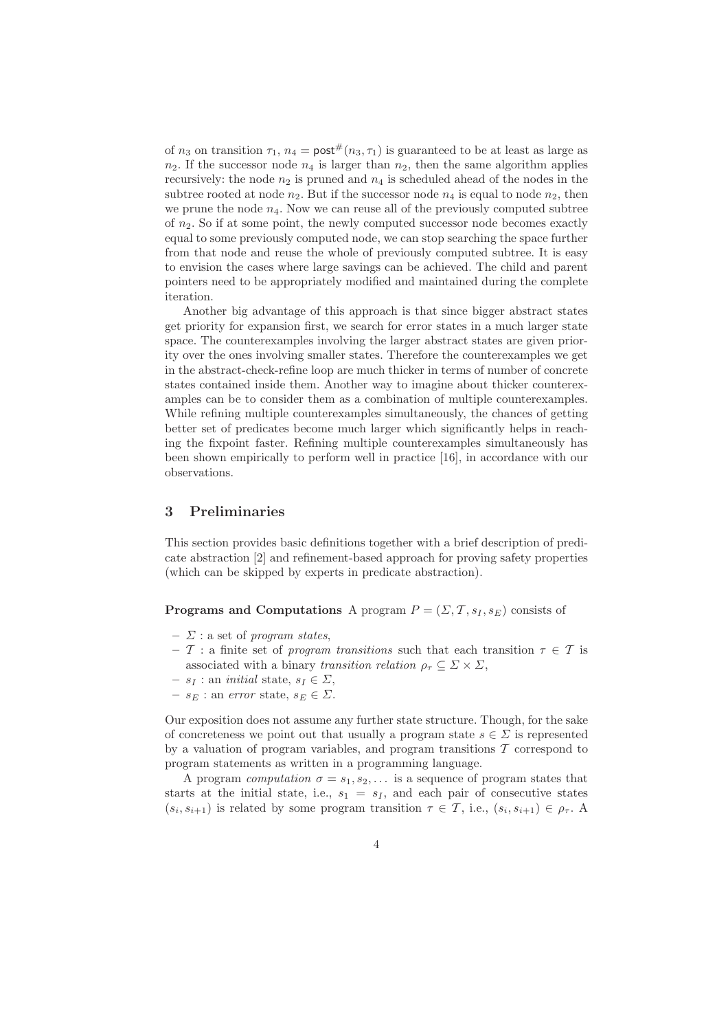of $n_3$ on transition $\tau_1$, $n_4 = \mathsf{post}^\#(n_3, \tau_1)$ is guaranteed to be at least as large as $n_2$. If the successor node $n_4$ is larger than $n_2$, then the same algorithm applies recursively: the node $n_2$ is pruned and $n_4$ is scheduled ahead of the nodes in the subtree rooted at node $n_2$. But if the successor node $n_4$ is equal to node $n_2$, then we prune the node $n_4$. Now we can reuse all of the previously computed subtree of $n_2$. So if at some point, the newly computed successor node becomes exactly equal to some previously computed node, we can stop searching the space further from that node and reuse the whole of previously computed subtree. It is easy to envision the cases where large savings can be achieved. The child and parent pointers need to be appropriately modified and maintained during the complete iteration.

Another big advantage of this approach is that since bigger abstract states get priority for expansion first, we search for error states in a much larger state space. The counterexamples involving the larger abstract states are given priority over the ones involving smaller states. Therefore the counterexamples we get in the abstract-check-refine loop are much thicker in terms of number of concrete states contained inside them. Another way to imagine about thicker counterexamples can be to consider them as a combination of multiple counterexamples. While refining multiple counterexamples simultaneously, the chances of getting better set of predicates become much larger which significantly helps in reaching the fixpoint faster. Refining multiple counterexamples simultaneously has been shown empirically to perform well in practice [16], in accordance with our observations.

## 3 Preliminaries

This section provides basic definitions together with a brief description of predicate abstraction [2] and refinement-based approach for proving safety properties (which can be skipped by experts in predicate abstraction).

**Programs and Computations** A program $P = (\Sigma, \mathcal{T}, s_I, s_E)$ consists of

- $\Sigma$ : a set of *program states*,
- $\mathcal{T}$ : a finite set of *program transitions* such that each transition $\tau \in \mathcal{T}$ is associated with a binary *transition relation* $\rho_\tau \subseteq \Sigma \times \Sigma$,
- $s_I$ : an *initial* state, $s_I \in \Sigma$,
- $s_E$ : an *error* state, $s_E \in \Sigma$.

Our exposition does not assume any further state structure. Though, for the sake of concreteness we point out that usually a program state $s \in \Sigma$ is represented by a valuation of program variables, and program transitions $\mathcal{T}$ correspond to program statements as written in a programming language.

A program *computation* $\sigma = s_1, s_2, \ldots$ is a sequence of program states that starts at the initial state, i.e., $s_1 = s_I$, and each pair of consecutive states $(s_i, s_{i+1})$ is related by some program transition $\tau \in \mathcal{T}$, i.e., $(s_i, s_{i+1}) \in \rho_\tau$. A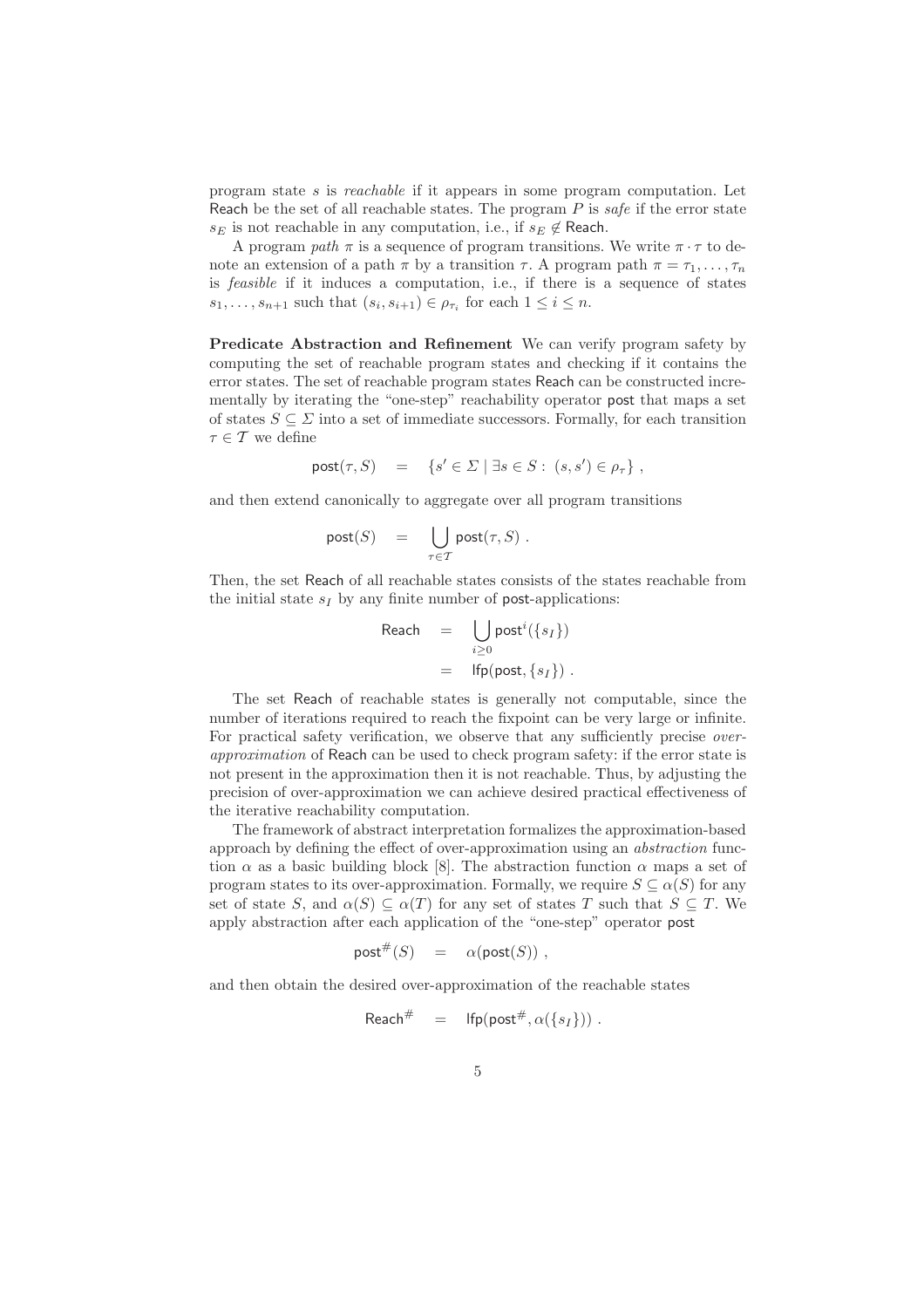program state $s$ is *reachable* if it appears in some program computation. Let $\mathsf{Reach}$ be the set of all reachable states. The program $P$ is *safe* if the error state $s_E$ is not reachable in any computation, i.e., if $s_E \notin \mathsf{Reach}$.

A program *path* $\pi$ is a sequence of program transitions. We write $\pi \cdot \tau$ to denote an extension of a path $\pi$ by a transition $\tau$. A program path $\pi = \tau_1, \ldots, \tau_n$ is *feasible* if it induces a computation, i.e., if there is a sequence of states $s_1, \ldots, s_{n+1}$ such that $(s_i, s_{i+1}) \in \rho_{\tau_i}$ for each $1 \leq i \leq n$.

**Predicate Abstraction and Refinement** We can verify program safety by computing the set of reachable program states and checking if it contains the error states. The set of reachable program states $\mathsf{Reach}$ can be constructed incrementally by iterating the "one-step" reachability operator $\mathsf{post}$ that maps a set of states $S \subseteq \Sigma$ into a set of immediate successors. Formally, for each transition $\tau \in \mathcal{T}$ we define

$$\mathsf{post}(\tau, S) \quad = \quad \{s' \in \Sigma \mid \exists s \in S : \ (s, s') \in \rho_\tau\} \ ,$$

and then extend canonically to aggregate over all program transitions

$$\mathsf{post}(S) \quad = \quad \bigcup_{\tau \in \mathcal{T}} \mathsf{post}(\tau, S) \ .$$

Then, the set $\mathsf{Reach}$ of all reachable states consists of the states reachable from the initial state $s_I$ by any finite number of $\mathsf{post}$-applications:

$$\begin{aligned} \mathsf{Reach} \quad &= \quad \bigcup_{i \geq 0} \mathsf{post}^i(\{s_I\}) \\ &= \quad \mathsf{lfp}(\mathsf{post}, \{s_I\}) \ . \end{aligned}$$

The set $\mathsf{Reach}$ of reachable states is generally not computable, since the number of iterations required to reach the fixpoint can be very large or infinite. For practical safety verification, we observe that any sufficiently precise *over-approximation* of $\mathsf{Reach}$ can be used to check program safety: if the error state is not present in the approximation then it is not reachable. Thus, by adjusting the precision of over-approximation we can achieve desired practical effectiveness of the iterative reachability computation.

The framework of abstract interpretation formalizes the approximation-based approach by defining the effect of over-approximation using an *abstraction* function $\alpha$ as a basic building block [8]. The abstraction function $\alpha$ maps a set of program states to its over-approximation. Formally, we require $S \subseteq \alpha(S)$ for any set of state $S$, and $\alpha(S) \subseteq \alpha(T)$ for any set of states $T$ such that $S \subseteq T$. We apply abstraction after each application of the "one-step" operator $\mathsf{post}$

$$\mathsf{post}^\#(S) \quad = \quad \alpha(\mathsf{post}(S)) \ ,$$

and then obtain the desired over-approximation of the reachable states

$$\mathsf{Reach}^\# \quad = \quad \mathsf{lfp}(\mathsf{post}^\#, \alpha(\{s_I\})) \ .$$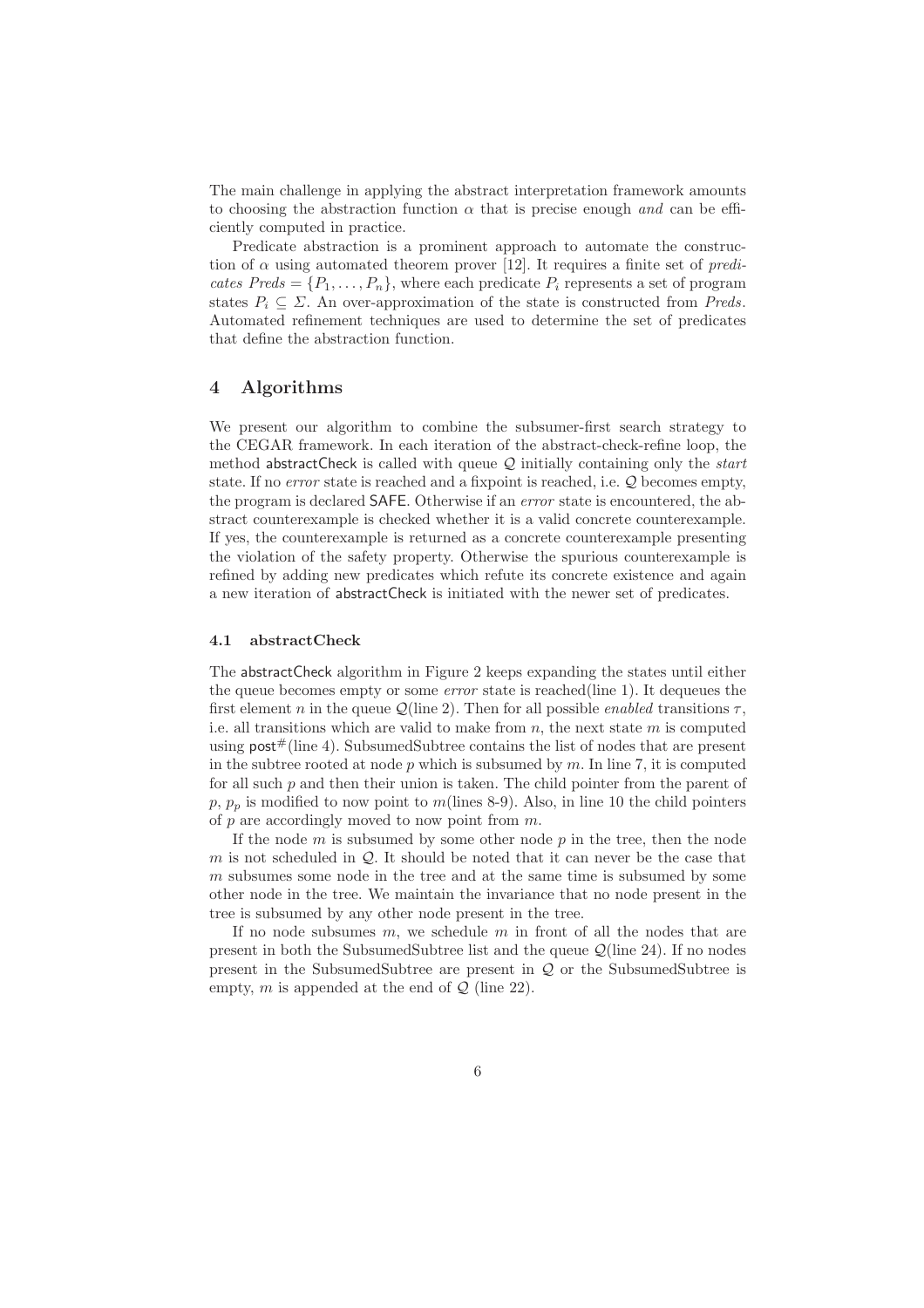The main challenge in applying the abstract interpretation framework amounts to choosing the abstraction function $\alpha$ that is precise enough *and* can be efficiently computed in practice.

Predicate abstraction is a prominent approach to automate the construction of $\alpha$ using automated theorem prover [12]. It requires a finite set of *predicates* $Preds = \{P_1, \ldots, P_n\}$, where each predicate $P_i$ represents a set of program states $P_i \subseteq \Sigma$. An over-approximation of the state is constructed from *Preds*. Automated refinement techniques are used to determine the set of predicates that define the abstraction function.

## 4 Algorithms

We present our algorithm to combine the subsumer-first search strategy to the CEGAR framework. In each iteration of the abstract-check-refine loop, the method abstractCheck is called with queue $\mathcal{Q}$ initially containing only the *start* state. If no *error* state is reached and a fixpoint is reached, i.e. $\mathcal{Q}$ becomes empty, the program is declared SAFE. Otherwise if an *error* state is encountered, the abstract counterexample is checked whether it is a valid concrete counterexample. If yes, the counterexample is returned as a concrete counterexample presenting the violation of the safety property. Otherwise the spurious counterexample is refined by adding new predicates which refute its concrete existence and again a new iteration of abstractCheck is initiated with the newer set of predicates.

### 4.1 abstractCheck

The abstractCheck algorithm in Figure 2 keeps expanding the states until either the queue becomes empty or some *error* state is reached(line 1). It dequeues the first element $n$ in the queue $\mathcal{Q}$(line 2). Then for all possible *enabled* transitions $\tau$, i.e. all transitions which are valid to make from $n$, the next state $m$ is computed using $\mathsf{post}^{\#}$(line 4). SubsumedSubtree contains the list of nodes that are present in the subtree rooted at node $p$ which is subsumed by $m$. In line 7, it is computed for all such $p$ and then their union is taken. The child pointer from the parent of $p$, $p_p$ is modified to now point to $m$(lines 8-9). Also, in line 10 the child pointers of $p$ are accordingly moved to now point from $m$.

If the node $m$ is subsumed by some other node $p$ in the tree, then the node $m$ is not scheduled in $\mathcal{Q}$. It should be noted that it can never be the case that $m$ subsumes some node in the tree and at the same time is subsumed by some other node in the tree. We maintain the invariance that no node present in the tree is subsumed by any other node present in the tree.

If no node subsumes $m$, we schedule $m$ in front of all the nodes that are present in both the SubsumedSubtree list and the queue $\mathcal{Q}$(line 24). If no nodes present in the SubsumedSubtree are present in $\mathcal{Q}$ or the SubsumedSubtree is empty, $m$ is appended at the end of $\mathcal{Q}$ (line 22).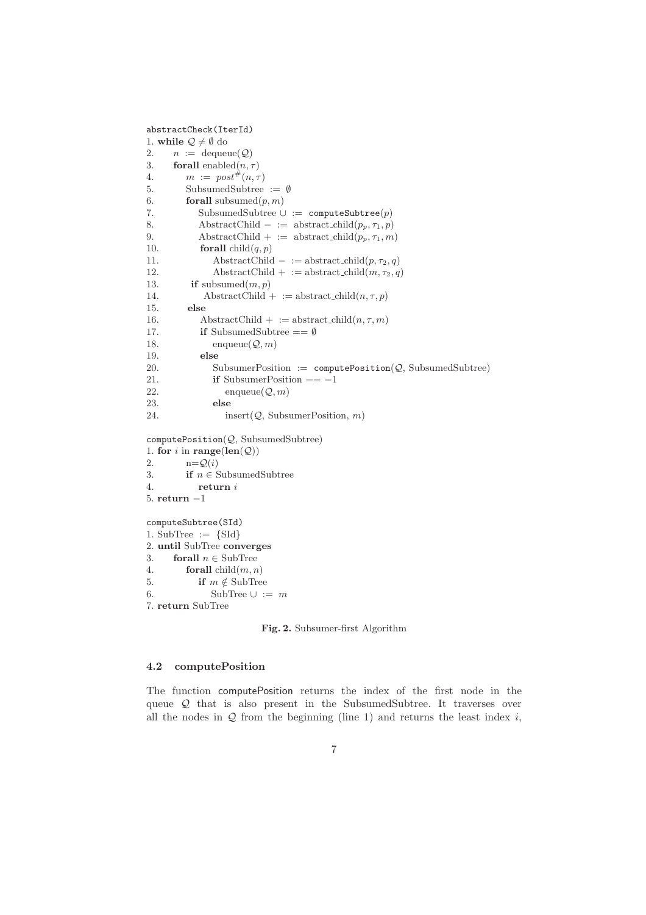```
abstractCheck(IterId)
1. while Q ≠ ∅ do
2.     n := dequeue(Q)
3.     forall enabled(n, τ)
4.         m := post#(n, τ)
5.         SubsumedSubtree := ∅
6.         forall subsumed(p, m)
7.             SubsumedSubtree ∪ := computeSubtree(p)
8.             AbstractChild − := abstract_child(p_p, τ1, p)
9.             AbstractChild + := abstract_child(p_p, τ1, m)
10.            forall child(q, p)
11.                AbstractChild − := abstract_child(p, τ2, q)
12.                AbstractChild + := abstract_child(m, τ2, q)
13.        if subsumed(m, p)
14.            AbstractChild + := abstract_child(n, τ, p)
15.        else
16.            AbstractChild + := abstract_child(n, τ, m)
17.            if SubsumedSubtree == ∅
18.                enqueue(Q, m)
19.            else
20.                SubsumerPosition := computePosition(Q, SubsumedSubtree)
21.                if SubsumerPosition == −1
22.                    enqueue(Q, m)
23.                else
24.                    insert(Q, SubsumerPosition, m)

computePosition(Q, SubsumedSubtree)
1. for i in range(len(Q))
2.     n=Q(i)
3.     if n ∈ SubsumedSubtree
4.         return i
5. return −1

computeSubtree(SId)
1. SubTree := {SId}
2. until SubTree converges
3.     forall n ∈ SubTree
4.         forall child(m, n)
5.             if m ∉ SubTree
6.                 SubTree ∪ := m
7. return SubTree
```

**Fig. 2.** Subsumer-first Algorithm

### 4.2 computePosition

The function computePosition returns the index of the first node in the queue $\mathcal{Q}$ that is also present in the SubsumedSubtree. It traverses over all the nodes in $\mathcal{Q}$ from the beginning (line 1) and returns the least index $i$,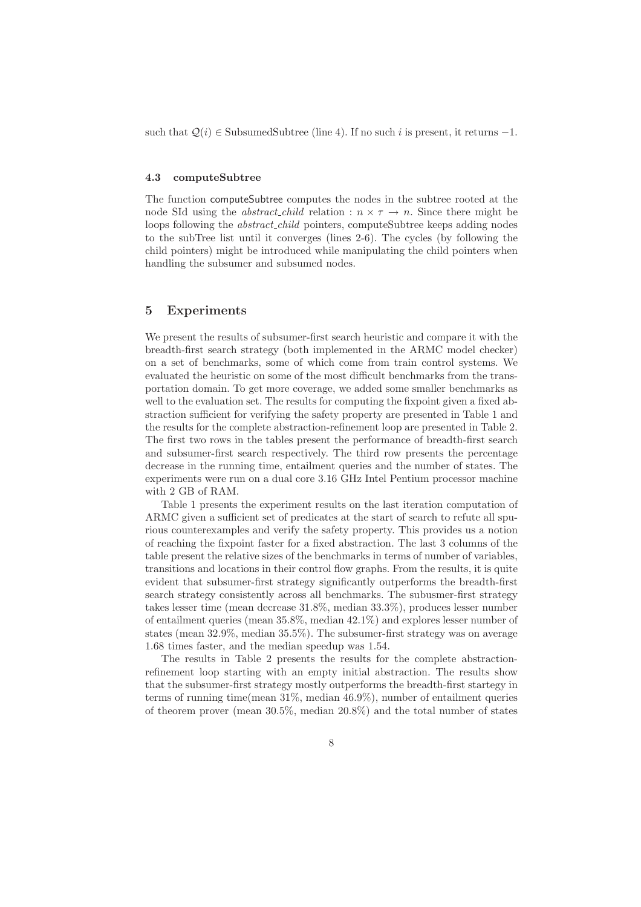such that $\mathcal{Q}(i) \in$ SubsumedSubtree (line 4). If no such $i$ is present, it returns $-1$.

### 4.3 computeSubtree

The function computeSubtree computes the nodes in the subtree rooted at the node SId using the *abstract_child* relation : $n \times \tau \rightarrow n$. Since there might be loops following the *abstract_child* pointers, computeSubtree keeps adding nodes to the subTree list until it converges (lines 2-6). The cycles (by following the child pointers) might be introduced while manipulating the child pointers when handling the subsumer and subsumed nodes.

## 5 Experiments

We present the results of subsumer-first search heuristic and compare it with the breadth-first search strategy (both implemented in the ARMC model checker) on a set of benchmarks, some of which come from train control systems. We evaluated the heuristic on some of the most difficult benchmarks from the transportation domain. To get more coverage, we added some smaller benchmarks as well to the evaluation set. The results for computing the fixpoint given a fixed abstraction sufficient for verifying the safety property are presented in Table 1 and the results for the complete abstraction-refinement loop are presented in Table 2. The first two rows in the tables present the performance of breadth-first search and subsumer-first search respectively. The third row presents the percentage decrease in the running time, entailment queries and the number of states. The experiments were run on a dual core 3.16 GHz Intel Pentium processor machine with 2 GB of RAM.

Table 1 presents the experiment results on the last iteration computation of ARMC given a sufficient set of predicates at the start of search to refute all spurious counterexamples and verify the safety property. This provides us a notion of reaching the fixpoint faster for a fixed abstraction. The last 3 columns of the table present the relative sizes of the benchmarks in terms of number of variables, transitions and locations in their control flow graphs. From the results, it is quite evident that subsumer-first strategy significantly outperforms the breadth-first search strategy consistently across all benchmarks. The subusmer-first strategy takes lesser time (mean decrease 31.8%, median 33.3%), produces lesser number of entailment queries (mean 35.8%, median 42.1%) and explores lesser number of states (mean 32.9%, median 35.5%). The subsumer-first strategy was on average 1.68 times faster, and the median speedup was 1.54.

The results in Table 2 presents the results for the complete abstraction-refinement loop starting with an empty initial abstraction. The results show that the subsumer-first strategy mostly outperforms the breadth-first startegy in terms of running time(mean 31%, median 46.9%), number of entailment queries of theorem prover (mean 30.5%, median 20.8%) and the total number of states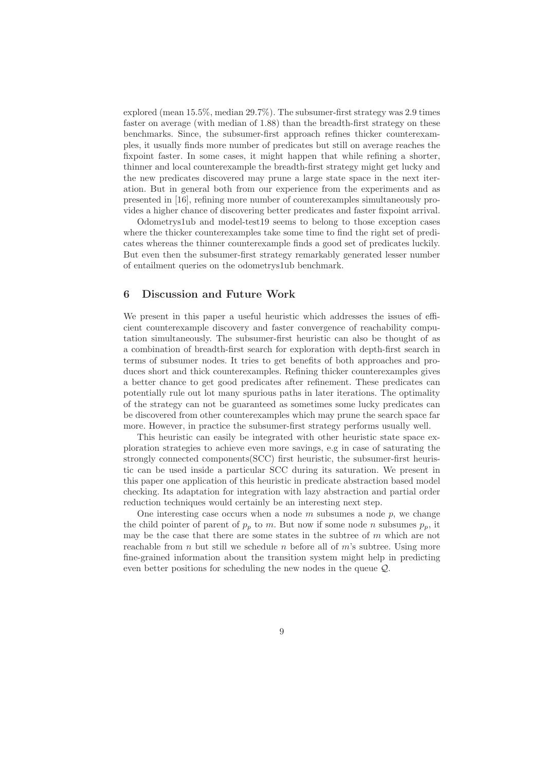explored (mean 15.5%, median 29.7%). The subsumer-first strategy was 2.9 times faster on average (with median of 1.88) than the breadth-first strategy on these benchmarks. Since, the subsumer-first approach refines thicker counterexamples, it usually finds more number of predicates but still on average reaches the fixpoint faster. In some cases, it might happen that while refining a shorter, thinner and local counterexample the breadth-first strategy might get lucky and the new predicates discovered may prune a large state space in the next iteration. But in general both from our experience from the experiments and as presented in [16], refining more number of counterexamples simultaneously provides a higher chance of discovering better predicates and faster fixpoint arrival.

Odometrys1ub and model-test19 seems to belong to those exception cases where the thicker counterexamples take some time to find the right set of predicates whereas the thinner counterexample finds a good set of predicates luckily. But even then the subsumer-first strategy remarkably generated lesser number of entailment queries on the odometrys1ub benchmark.

## 6 Discussion and Future Work

We present in this paper a useful heuristic which addresses the issues of efficient counterexample discovery and faster convergence of reachability computation simultaneously. The subsumer-first heuristic can also be thought of as a combination of breadth-first search for exploration with depth-first search in terms of subsumer nodes. It tries to get benefits of both approaches and produces short and thick counterexamples. Refining thicker counterexamples gives a better chance to get good predicates after refinement. These predicates can potentially rule out lot many spurious paths in later iterations. The optimality of the strategy can not be guaranteed as sometimes some lucky predicates can be discovered from other counterexamples which may prune the search space far more. However, in practice the subsumer-first strategy performs usually well.

This heuristic can easily be integrated with other heuristic state space exploration strategies to achieve even more savings, e.g in case of saturating the strongly connected components(SCC) first heuristic, the subsumer-first heuristic can be used inside a particular SCC during its saturation. We present in this paper one application of this heuristic in predicate abstraction based model checking. Its adaptation for integration with lazy abstraction and partial order reduction techniques would certainly be an interesting next step.

One interesting case occurs when a node $m$ subsumes a node $p$, we change the child pointer of parent of $p_p$ to $m$. But now if some node $n$ subsumes $p_p$, it may be the case that there are some states in the subtree of $m$ which are not reachable from $n$ but still we schedule $n$ before all of $m$'s subtree. Using more fine-grained information about the transition system might help in predicting even better positions for scheduling the new nodes in the queue $\mathcal{Q}$.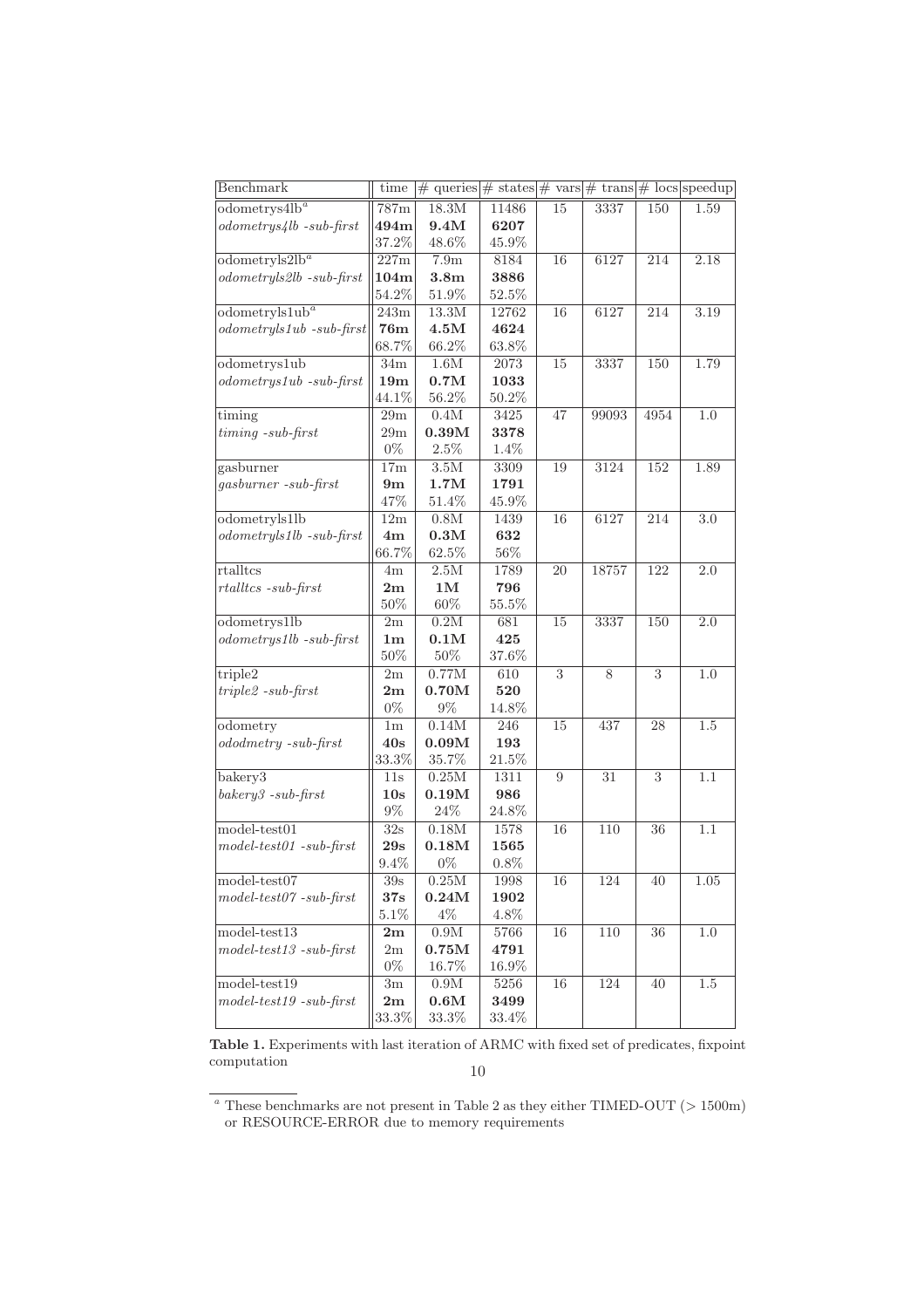| Benchmark | time | # queries | # states | # vars | # trans | # locs | speedup |
|---|---|---|---|---|---|---|---|
| odometrys4lb[a] | 787m | 18.3M | 11486 | 15 | 3337 | 150 | 1.59 |
| *odometrys4lb -sub-first* | **494m** | **9.4M** | **6207** | | | | |
| | 37.2% | 48.6% | 45.9% | | | | |
| odometryls2lb[a] | 227m | 7.9m | 8184 | 16 | 6127 | 214 | 2.18 |
| *odometryls2lb -sub-first* | **104m** | **3.8m** | **3886** | | | | |
| | 54.2% | 51.9% | 52.5% | | | | |
| odometryls1ub[a] | 243m | 13.3M | 12762 | 16 | 6127 | 214 | 3.19 |
| *odometryls1ub -sub-first* | **76m** | **4.5M** | **4624** | | | | |
| | 68.7% | 66.2% | 63.8% | | | | |
| odometrys1ub | 34m | 1.6M | 2073 | 15 | 3337 | 150 | 1.79 |
| *odometrys1ub -sub-first* | **19m** | **0.7M** | **1033** | | | | |
| | 44.1% | 56.2% | 50.2% | | | | |
| timing | 29m | 0.4M | 3425 | 47 | 99093 | 4954 | 1.0 |
| *timing -sub-first* | 29m | **0.39M** | **3378** | | | | |
| | 0% | 2.5% | 1.4% | | | | |
| gasburner | 17m | 3.5M | 3309 | 19 | 3124 | 152 | 1.89 |
| *gasburner -sub-first* | **9m** | **1.7M** | **1791** | | | | |
| | 47% | 51.4% | 45.9% | | | | |
| odometryls1lb | 12m | 0.8M | 1439 | 16 | 6127 | 214 | 3.0 |
| *odometryls1lb -sub-first* | **4m** | **0.3M** | **632** | | | | |
| | 66.7% | 62.5% | 56% | | | | |
| rtalltcs | 4m | 2.5M | 1789 | 20 | 18757 | 122 | 2.0 |
| *rtalltcs -sub-first* | **2m** | **1M** | **796** | | | | |
| | 50% | 60% | 55.5% | | | | |
| odometrys1lb | 2m | 0.2M | 681 | 15 | 3337 | 150 | 2.0 |
| *odometrys1lb -sub-first* | **1m** | **0.1M** | **425** | | | | |
| | 50% | 50% | 37.6% | | | | |
| triple2 | 2m | 0.77M | 610 | 3 | 8 | 3 | 1.0 |
| *triple2 -sub-first* | **2m** | **0.70M** | **520** | | | | |
| | 0% | 9% | 14.8% | | | | |
| odometry | 1m | 0.14M | 246 | 15 | 437 | 28 | 1.5 |
| *ododmetry -sub-first* | **40s** | **0.09M** | **193** | | | | |
| | 33.3% | 35.7% | 21.5% | | | | |
| bakery3 | 11s | 0.25M | 1311 | 9 | 31 | 3 | 1.1 |
| *bakery3 -sub-first* | **10s** | **0.19M** | **986** | | | | |
| | 9% | 24% | 24.8% | | | | |
| model-test01 | 32s | 0.18M | 1578 | 16 | 110 | 36 | 1.1 |
| *model-test01 -sub-first* | **29s** | **0.18M** | **1565** | | | | |
| | 9.4% | 0% | 0.8% | | | | |
| model-test07 | 39s | 0.25M | 1998 | 16 | 124 | 40 | 1.05 |
| *model-test07 -sub-first* | **37s** | **0.24M** | **1902** | | | | |
| | 5.1% | 4% | 4.8% | | | | |
| model-test13 | **2m** | 0.9M | 5766 | 16 | 110 | 36 | 1.0 |
| *model-test13 -sub-first* | 2m | **0.75M** | **4791** | | | | |
| | 0% | 16.7% | 16.9% | | | | |
| model-test19 | 3m | 0.9M | 5256 | 16 | 124 | 40 | 1.5 |
| *model-test19 -sub-first* | **2m** | **0.6M** | **3499** | | | | |
| | 33.3% | 33.3% | 33.4% | | | | |

**Table 1.** Experiments with last iteration of ARMC with fixed set of predicates, fixpoint computation

[a] These benchmarks are not present in Table 2 as they either TIMED-OUT (> 1500m) or RESOURCE-ERROR due to memory requirements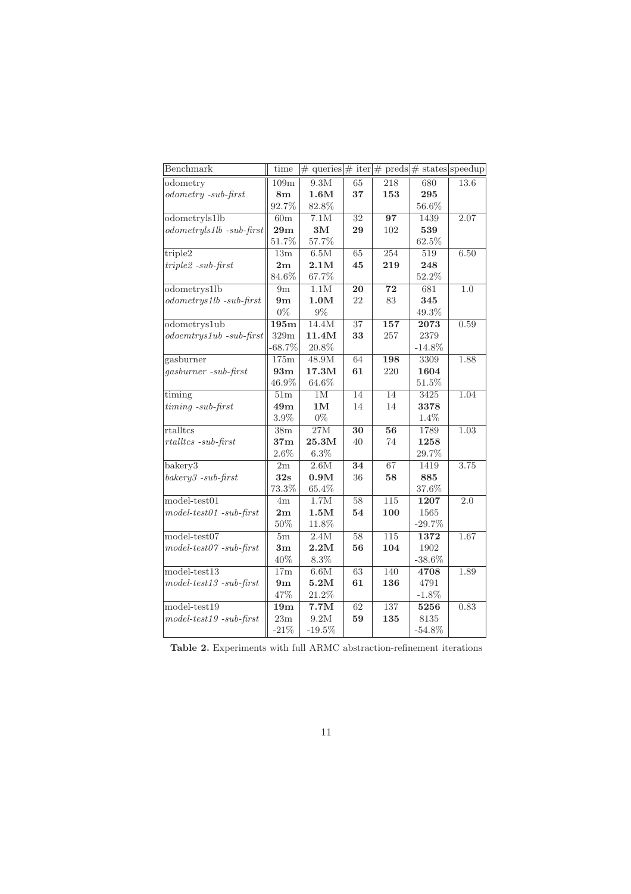| Benchmark | time | # queries | # iter | # preds | # states | speedup |
|---|---|---|---|---|---|---|
| odometry | 109m | 9.3M | 65 | 218 | 680 | 13.6 |
| *odometry -sub-first* | **8m** | **1.6M** | **37** | **153** | **295** | |
| | 92.7% | 82.8% | | | 56.6% | |
| odometryls1lb | 60m | 7.1M | 32 | **97** | 1439 | 2.07 |
| *odometryls1lb -sub-first* | **29m** | **3M** | **29** | 102 | **539** | |
| | 51.7% | 57.7% | | | 62.5% | |
| triple2 | 13m | 6.5M | 65 | 254 | 519 | 6.50 |
| *triple2 -sub-first* | **2m** | **2.1M** | **45** | **219** | **248** | |
| | 84.6% | 67.7% | | | 52.2% | |
| odometrys1lb | 9m | 1.1M | **20** | **72** | 681 | 1.0 |
| *odometrys1lb -sub-first* | **9m** | **1.0M** | 22 | 83 | **345** | |
| | 0% | 9% | | | 49.3% | |
| odometrys1ub | **195m** | 14.4M | 37 | **157** | **2073** | 0.59 |
| *odoemtrys1ub -sub-first* | 329m | **11.4M** | **33** | 257 | 2379 | |
| | -68.7% | 20.8% | | | -14.8% | |
| gasburner | 175m | 48.9M | 64 | **198** | 3309 | 1.88 |
| *gasburner -sub-first* | **93m** | **17.3M** | **61** | 220 | **1604** | |
| | 46.9% | 64.6% | | | 51.5% | |
| timing | 51m | 1M | 14 | 14 | 3425 | 1.04 |
| *timing -sub-first* | **49m** | **1M** | 14 | 14 | **3378** | |
| | 3.9% | 0% | | | 1.4% | |
| rtalltcs | 38m | 27M | **30** | **56** | 1789 | 1.03 |
| *rtalltcs -sub-first* | **37m** | **25.3M** | 40 | 74 | **1258** | |
| | 2.6% | 6.3% | | | 29.7% | |
| bakery3 | 2m | 2.6M | **34** | 67 | 1419 | 3.75 |
| *bakery3 -sub-first* | **32s** | **0.9M** | 36 | **58** | **885** | |
| | 73.3% | 65.4% | | | 37.6% | |
| model-test01 | 4m | 1.7M | 58 | 115 | **1207** | 2.0 |
| *model-test01 -sub-first* | **2m** | **1.5M** | **54** | **100** | 1565 | |
| | 50% | 11.8% | | | -29.7% | |
| model-test07 | 5m | 2.4M | 58 | 115 | **1372** | 1.67 |
| *model-test07 -sub-first* | **3m** | **2.2M** | **56** | **104** | 1902 | |
| | 40% | 8.3% | | | -38.6% | |
| model-test13 | 17m | 6.6M | 63 | 140 | **4708** | 1.89 |
| *model-test13 -sub-first* | **9m** | **5.2M** | **61** | **136** | 4791 | |
| | 47% | 21.2% | | | -1.8% | |
| model-test19 | **19m** | **7.7M** | 62 | 137 | **5256** | 0.83 |
| *model-test19 -sub-first* | 23m | 9.2M | **59** | **135** | 8135 | |
| | -21% | -19.5% | | | -54.8% | |

**Table 2.** Experiments with full ARMC abstraction-refinement iterations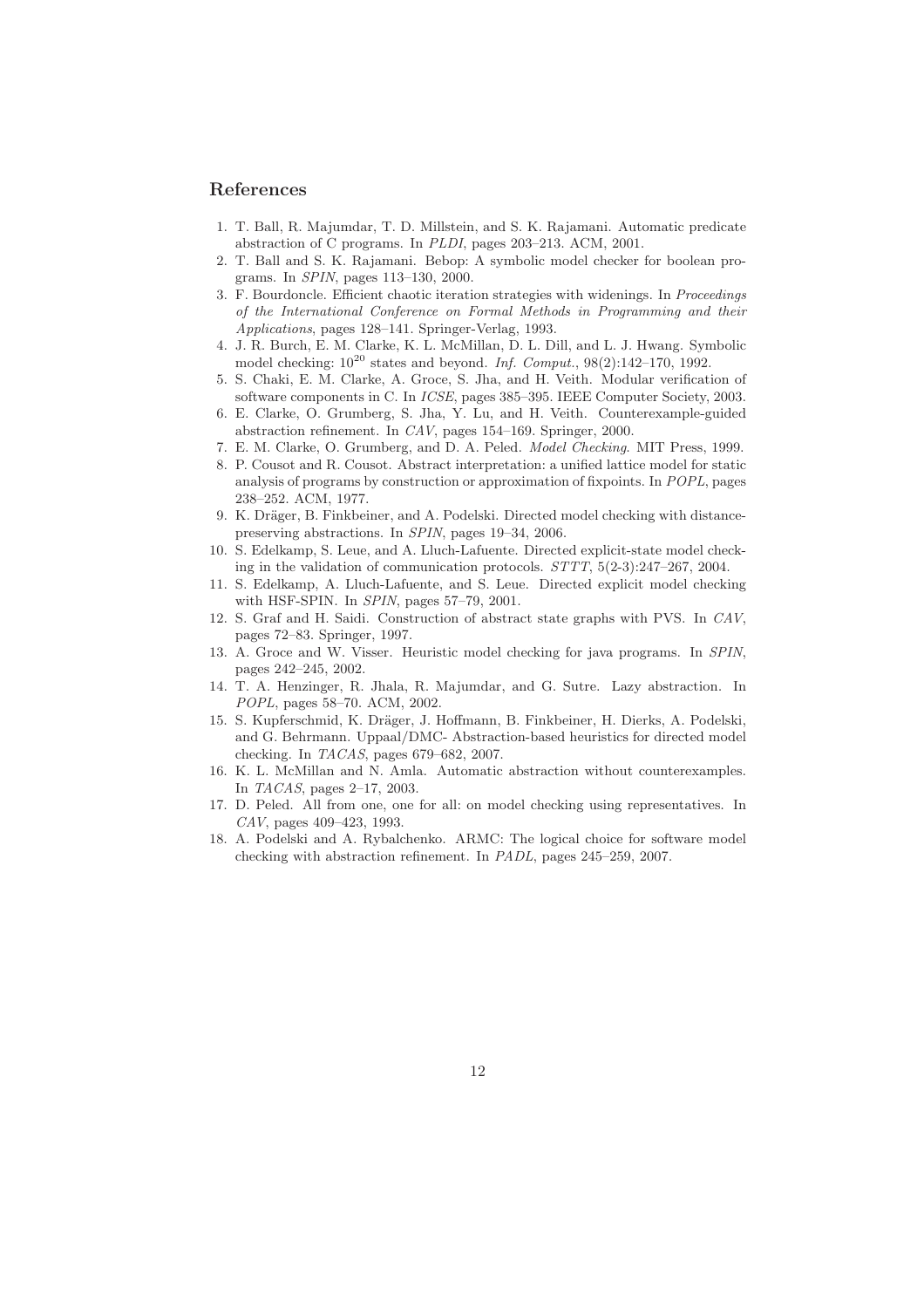## References

1. T. Ball, R. Majumdar, T. D. Millstein, and S. K. Rajamani. Automatic predicate abstraction of C programs. In *PLDI*, pages 203–213. ACM, 2001.
2. T. Ball and S. K. Rajamani. Bebop: A symbolic model checker for boolean programs. In *SPIN*, pages 113–130, 2000.
3. F. Bourdoncle. Efficient chaotic iteration strategies with widenings. In *Proceedings of the International Conference on Formal Methods in Programming and their Applications*, pages 128–141. Springer-Verlag, 1993.
4. J. R. Burch, E. M. Clarke, K. L. McMillan, D. L. Dill, and L. J. Hwang. Symbolic model checking: $10^{20}$ states and beyond. *Inf. Comput.*, 98(2):142–170, 1992.
5. S. Chaki, E. M. Clarke, A. Groce, S. Jha, and H. Veith. Modular verification of software components in C. In *ICSE*, pages 385–395. IEEE Computer Society, 2003.
6. E. Clarke, O. Grumberg, S. Jha, Y. Lu, and H. Veith. Counterexample-guided abstraction refinement. In *CAV*, pages 154–169. Springer, 2000.
7. E. M. Clarke, O. Grumberg, and D. A. Peled. *Model Checking*. MIT Press, 1999.
8. P. Cousot and R. Cousot. Abstract interpretation: a unified lattice model for static analysis of programs by construction or approximation of fixpoints. In *POPL*, pages 238–252. ACM, 1977.
9. K. Dräger, B. Finkbeiner, and A. Podelski. Directed model checking with distance-preserving abstractions. In *SPIN*, pages 19–34, 2006.
10. S. Edelkamp, S. Leue, and A. Lluch-Lafuente. Directed explicit-state model checking in the validation of communication protocols. *STTT*, 5(2-3):247–267, 2004.
11. S. Edelkamp, A. Lluch-Lafuente, and S. Leue. Directed explicit model checking with HSF-SPIN. In *SPIN*, pages 57–79, 2001.
12. S. Graf and H. Saidi. Construction of abstract state graphs with PVS. In *CAV*, pages 72–83. Springer, 1997.
13. A. Groce and W. Visser. Heuristic model checking for java programs. In *SPIN*, pages 242–245, 2002.
14. T. A. Henzinger, R. Jhala, R. Majumdar, and G. Sutre. Lazy abstraction. In *POPL*, pages 58–70. ACM, 2002.
15. S. Kupferschmid, K. Dräger, J. Hoffmann, B. Finkbeiner, H. Dierks, A. Podelski, and G. Behrmann. Uppaal/DMC- Abstraction-based heuristics for directed model checking. In *TACAS*, pages 679–682, 2007.
16. K. L. McMillan and N. Amla. Automatic abstraction without counterexamples. In *TACAS*, pages 2–17, 2003.
17. D. Peled. All from one, one for all: on model checking using representatives. In *CAV*, pages 409–423, 1993.
18. A. Podelski and A. Rybalchenko. ARMC: The logical choice for software model checking with abstraction refinement. In *PADL*, pages 245–259, 2007.